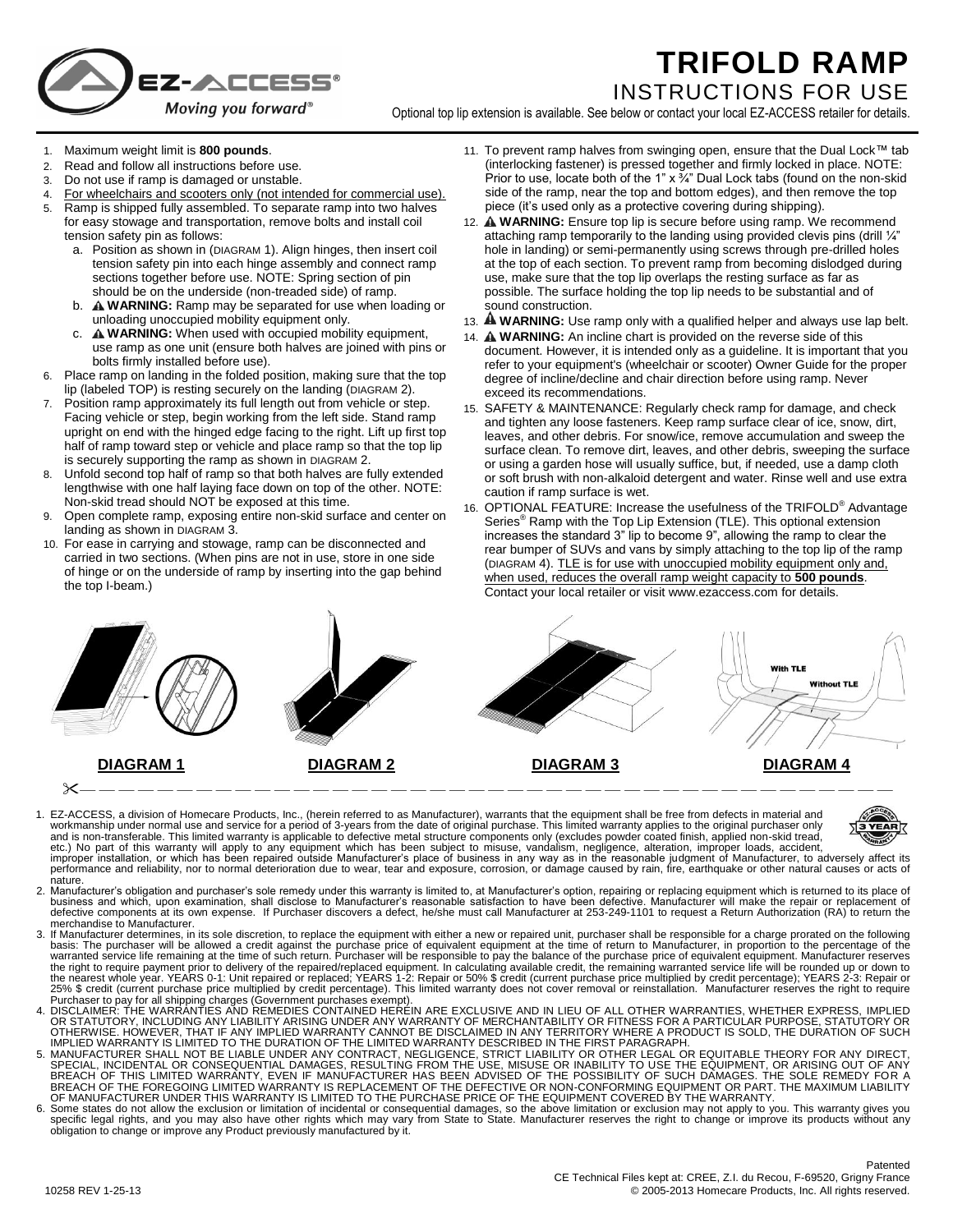EZ-ACCESS®
*Moving you forward®*

# TRIFOLD RAMP
## INSTRUCTIONS FOR USE

Optional top lip extension is available. See below or contact your local EZ-ACCESS retailer for details.

1. Maximum weight limit is **800 pounds**.
2. Read and follow all instructions before use.
3. Do not use if ramp is damaged or unstable.
4. For wheelchairs and scooters only (not intended for commercial use).
5. Ramp is shipped fully assembled. To separate ramp into two halves for easy stowage and transportation, remove bolts and install coil tension safety pin as follows:
   a. Position as shown in (DIAGRAM 1). Align hinges, then insert coil tension safety pin into each hinge assembly and connect ramp sections together before use. NOTE: Spring section of pin should be on the underside (non-treaded side) of ramp.
   b. ⚠ **WARNING:** Ramp may be separated for use when loading or unloading unoccupied mobility equipment only.
   c. ⚠ **WARNING:** When used with occupied mobility equipment, use ramp as one unit (ensure both halves are joined with pins or bolts firmly installed before use).
6. Place ramp on landing in the folded position, making sure that the top lip (labeled TOP) is resting securely on the landing (DIAGRAM 2).
7. Position ramp approximately its full length out from vehicle or step. Facing vehicle or step, begin working from the left side. Stand ramp upright on end with the hinged edge facing to the right. Lift up first top half of ramp toward step or vehicle and place ramp so that the top lip is securely supporting the ramp as shown in DIAGRAM 2.
8. Unfold second top half of ramp so that both halves are fully extended lengthwise with one half laying face down on top of the other. NOTE: Non-skid tread should NOT be exposed at this time.
9. Open complete ramp, exposing entire non-skid surface and center on landing as shown in DIAGRAM 3.
10. For ease in carrying and stowage, ramp can be disconnected and carried in two sections. (When pins are not in use, store in one side of hinge or on the underside of ramp by inserting into the gap behind the top I-beam.)
11. To prevent ramp halves from swinging open, ensure that the Dual Lock™ tab (interlocking fastener) is pressed together and firmly locked in place. NOTE: Prior to use, locate both of the 1" x ¾" Dual Lock tabs (found on the non-skid side of the ramp, near the top and bottom edges), and then remove the top piece (it's used only as a protective covering during shipping).
12. ⚠ **WARNING:** Ensure top lip is secure before using ramp. We recommend attaching ramp temporarily to the landing using provided clevis pins (drill ¼" hole in landing) or semi-permanently using screws through pre-drilled holes at the top of each section. To prevent ramp from becoming dislodged during use, make sure that the top lip overlaps the resting surface as far as possible. The surface holding the top lip needs to be substantial and of sound construction.
13. ⚠ **WARNING:** Use ramp only with a qualified helper and always use lap belt.
14. ⚠ **WARNING:** An incline chart is provided on the reverse side of this document. However, it is intended only as a guideline. It is important that you refer to your equipment's (wheelchair or scooter) Owner Guide for the proper degree of incline/decline and chair direction before using ramp. Never exceed its recommendations.
15. SAFETY & MAINTENANCE: Regularly check ramp for damage, and check and tighten any loose fasteners. Keep ramp surface clear of ice, snow, dirt, leaves, and other debris. For snow/ice, remove accumulation and sweep the surface clean. To remove dirt, leaves, and other debris, sweeping the surface or using a garden hose will usually suffice, but, if needed, use a damp cloth or soft brush with non-alkaloid detergent and water. Rinse well and use extra caution if ramp surface is wet.
16. OPTIONAL FEATURE: Increase the usefulness of the TRIFOLD® Advantage Series® Ramp with the Top Lip Extension (TLE). This optional extension increases the standard 3" lip to become 9", allowing the ramp to clear the rear bumper of SUVs and vans by simply attaching to the top lip of the ramp (DIAGRAM 4). TLE is for use with unoccupied mobility equipment only and, when used, reduces the overall ramp weight capacity to **500 pounds**. Contact your local retailer or visit www.ezaccess.com for details.

**DIAGRAM 1**

**DIAGRAM 2**

**DIAGRAM 3**

With TLE
Without TLE

**DIAGRAM 4**

---

1. EZ-ACCESS, a division of Homecare Products, Inc., (herein referred to as Manufacturer), warrants that the equipment shall be free from defects in material and workmanship under normal use and service for a period of 3-years from the date of original purchase. This limited warranty applies to the original purchaser only and is non-transferable. This limited warranty is applicable to defective metal structure components only (excludes powder coated finish, applied non-skid tread, etc.) No part of this warranty will apply to any equipment which has been subject to misuse, vandalism, negligence, alteration, improper loads, accident, improper installation, or which has been repaired outside Manufacturer's place of business in any way as in the reasonable judgment of Manufacturer, to adversely affect its performance and reliability, nor to normal deterioration due to wear, tear and exposure, corrosion, or damage caused by rain, fire, earthquake or other natural causes or acts of nature.
2. Manufacturer's obligation and purchaser's sole remedy under this warranty is limited to, at Manufacturer's option, repairing or replacing equipment which is returned to its place of business and which, upon examination, shall disclose to Manufacturer's reasonable satisfaction to have been defective. Manufacturer will make the repair or replacement of defective components at its own expense. If Purchaser discovers a defect, he/she must call Manufacturer at 253-249-1101 to request a Return Authorization (RA) to return the merchandise to Manufacturer.
3. If Manufacturer determines, in its sole discretion, to replace the equipment with either a new or repaired unit, purchaser shall be responsible for a charge prorated on the following basis: The purchaser will be allowed a credit against the purchase price of equivalent equipment at the time of return to Manufacturer, in proportion to the percentage of the warranted service life remaining at the time of such return. Purchaser will be responsible to pay the balance of the purchase price of equivalent equipment. Manufacturer reserves the right to require payment prior to delivery of the repaired/replaced equipment. In calculating available credit, the remaining warranted service life will be rounded up or down to the nearest whole year. YEARS 0-1: Unit repaired or replaced; YEARS 1-2: Repair or 50% $ credit (current purchase price multiplied by credit percentage); YEARS 2-3: Repair or 25% $ credit (current purchase price multiplied by credit percentage). This limited warranty does not cover removal or reinstallation. Manufacturer reserves the right to require Purchaser to pay for all shipping charges (Government purchases exempt).
4. DISCLAIMER: THE WARRANTIES AND REMEDIES CONTAINED HEREIN ARE EXCLUSIVE AND IN LIEU OF ALL OTHER WARRANTIES, WHETHER EXPRESS, IMPLIED OR STATUTORY, INCLUDING ANY LIABILITY ARISING UNDER ANY WARRANTY OF MERCHANTABILITY OR FITNESS FOR A PARTICULAR PURPOSE, STATUTORY OR OTHERWISE. HOWEVER, THAT IF ANY IMPLIED WARRANTY CANNOT BE DISCLAIMED IN ANY TERRITORY WHERE A PRODUCT IS SOLD, THE DURATION OF SUCH IMPLIED WARRANTY IS LIMITED TO THE DURATION OF THE LIMITED WARRANTY DESCRIBED IN THE FIRST PARAGRAPH.
5. MANUFACTURER SHALL NOT BE LIABLE UNDER ANY CONTRACT, NEGLIGENCE, STRICT LIABILITY OR OTHER LEGAL OR EQUITABLE THEORY FOR ANY DIRECT, SPECIAL, INCIDENTAL OR CONSEQUENTIAL DAMAGES, RESULTING FROM THE USE, MISUSE OR INABILITY TO USE THE EQUIPMENT, OR ARISING OUT OF ANY BREACH OF THIS LIMITED WARRANTY, EVEN IF MANUFACTURER HAS BEEN ADVISED OF THE POSSIBILITY OF SUCH DAMAGES. THE SOLE REMEDY FOR A BREACH OF THE FOREGOING LIMITED WARRANTY IS REPLACEMENT OF THE DEFECTIVE OR NON-CONFORMING EQUIPMENT OR PART. THE MAXIMUM LIABILITY OF MANUFACTURER UNDER THIS WARRANTY IS LIMITED TO THE PURCHASE PRICE OF THE EQUIPMENT COVERED BY THE WARRANTY.
6. Some states do not allow the exclusion or limitation of incidental or consequential damages, so the above limitation or exclusion may not apply to you. This warranty gives you specific legal rights, and you may also have other rights which may vary from State to State. Manufacturer reserves the right to change or improve its products without any obligation to change or improve any Product previously manufactured by it.

Patented
CE Technical Files kept at: CREE, Z.I. du Recou, F-69520, Grigny France
10258 REV 1-25-13
© 2005-2013 Homecare Products, Inc. All rights reserved.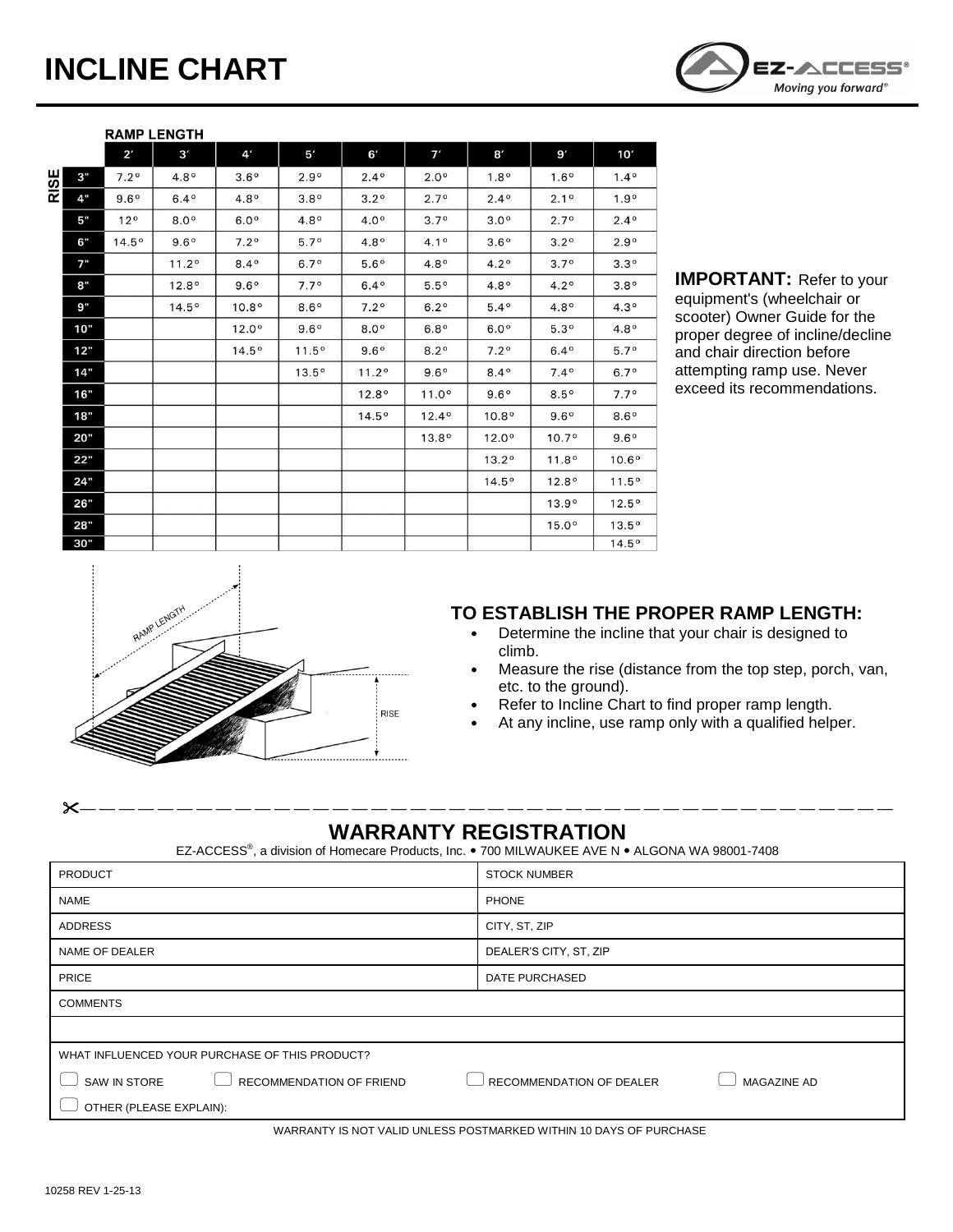# INCLINE CHART

| RISE | RAMP LENGTH 2′ | 3′ | 4′ | 5′ | 6′ | 7′ | 8′ | 9′ | 10′ |
|---|---|---|---|---|---|---|---|---|---|
| 3" | 7.2° | 4.8° | 3.6° | 2.9° | 2.4° | 2.0° | 1.8° | 1.6° | 1.4° |
| 4" | 9.6° | 6.4° | 4.8° | 3.8° | 3.2° | 2.7° | 2.4° | 2.1° | 1.9° |
| 5" | 12° | 8.0° | 6.0° | 4.8° | 4.0° | 3.7° | 3.0° | 2.7° | 2.4° |
| 6" | 14.5° | 9.6° | 7.2° | 5.7° | 4.8° | 4.1° | 3.6° | 3.2° | 2.9° |
| 7" | | 11.2° | 8.4° | 6.7° | 5.6° | 4.8° | 4.2° | 3.7° | 3.3° |
| 8" | | 12.8° | 9.6° | 7.7° | 6.4° | 5.5° | 4.8° | 4.2° | 3.8° |
| 9" | | 14.5° | 10.8° | 8.6° | 7.2° | 6.2° | 5.4° | 4.8° | 4.3° |
| 10" | | | 12.0° | 9.6° | 8.0° | 6.8° | 6.0° | 5.3° | 4.8° |
| 12" | | | 14.5° | 11.5° | 9.6° | 8.2° | 7.2° | 6.4° | 5.7° |
| 14" | | | | 13.5° | 11.2° | 9.6° | 8.4° | 7.4° | 6.7° |
| 16" | | | | | 12.8° | 11.0° | 9.6° | 8.5° | 7.7° |
| 18" | | | | | 14.5° | 12.4° | 10.8° | 9.6° | 8.6° |
| 20" | | | | | | 13.8° | 12.0° | 10.7° | 9.6° |
| 22" | | | | | | | 13.2° | 11.8° | 10.6° |
| 24" | | | | | | | 14.5° | 12.8° | 11.5° |
| 26" | | | | | | | | 13.9° | 12.5° |
| 28" | | | | | | | | 15.0° | 13.5° |
| 30" | | | | | | | | | 14.5° |

**IMPORTANT:** Refer to your equipment's (wheelchair or scooter) Owner Guide for the proper degree of incline/decline and chair direction before attempting ramp use. Never exceed its recommendations.

RAMP LENGTH

RISE

## TO ESTABLISH THE PROPER RAMP LENGTH:

- Determine the incline that your chair is designed to climb.
- Measure the rise (distance from the top step, porch, van, etc. to the ground).
- Refer to Incline Chart to find proper ramp length.
- At any incline, use ramp only with a qualified helper.

## WARRANTY REGISTRATION

EZ-ACCESS®, a division of Homecare Products, Inc. • 700 MILWAUKEE AVE N • ALGONA WA 98001-7408

| | |
|---|---|
| PRODUCT | STOCK NUMBER |
| NAME | PHONE |
| ADDRESS | CITY, ST, ZIP |
| NAME OF DEALER | DEALER'S CITY, ST, ZIP |
| PRICE | DATE PURCHASED |
| COMMENTS | |
| | |

WHAT INFLUENCED YOUR PURCHASE OF THIS PRODUCT?

☐ SAW IN STORE ☐ RECOMMENDATION OF FRIEND ☐ RECOMMENDATION OF DEALER ☐ MAGAZINE AD

☐ OTHER (PLEASE EXPLAIN):

WARRANTY IS NOT VALID UNLESS POSTMARKED WITHIN 10 DAYS OF PURCHASE

10258 REV 1-25-13